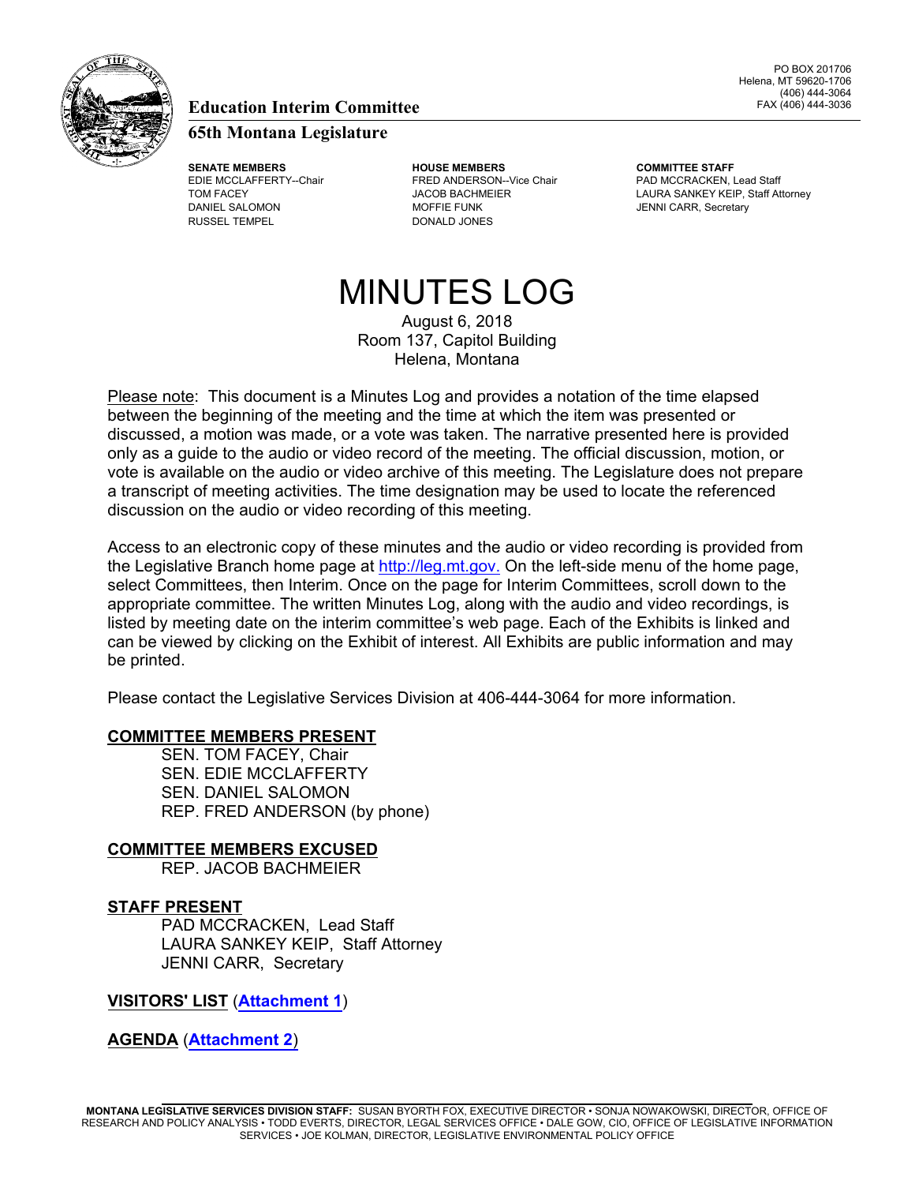PO BOX 201706
Helena, MT 59620-1706
(406) 444-3064
FAX (406) 444-3036

## Education Interim Committee

### 65th Montana Legislature

| SENATE MEMBERS | HOUSE MEMBERS | COMMITTEE STAFF |
|---|---|---|
| EDIE MCCLAFFERTY--Chair | FRED ANDERSON--Vice Chair | PAD MCCRACKEN, Lead Staff |
| TOM FACEY | JACOB BACHMEIER | LAURA SANKEY KEIP, Staff Attorney |
| DANIEL SALOMON | MOFFIE FUNK | JENNI CARR, Secretary |
| RUSSEL TEMPEL | DONALD JONES | |

# MINUTES LOG

August 6, 2018
Room 137, Capitol Building
Helena, Montana

Please note: This document is a Minutes Log and provides a notation of the time elapsed between the beginning of the meeting and the time at which the item was presented or discussed, a motion was made, or a vote was taken. The narrative presented here is provided only as a guide to the audio or video record of the meeting. The official discussion, motion, or vote is available on the audio or video archive of this meeting. The Legislature does not prepare a transcript of meeting activities. The time designation may be used to locate the referenced discussion on the audio or video recording of this meeting.

Access to an electronic copy of these minutes and the audio or video recording is provided from the Legislative Branch home page at http://leg.mt.gov. On the left-side menu of the home page, select Committees, then Interim. Once on the page for Interim Committees, scroll down to the appropriate committee. The written Minutes Log, along with the audio and video recordings, is listed by meeting date on the interim committee's web page. Each of the Exhibits is linked and can be viewed by clicking on the Exhibit of interest. All Exhibits are public information and may be printed.

Please contact the Legislative Services Division at 406-444-3064 for more information.

**COMMITTEE MEMBERS PRESENT**

SEN. TOM FACEY, Chair
SEN. EDIE MCCLAFFERTY
SEN. DANIEL SALOMON
REP. FRED ANDERSON (by phone)

**COMMITTEE MEMBERS EXCUSED**

REP. JACOB BACHMEIER

**STAFF PRESENT**

PAD MCCRACKEN, Lead Staff
LAURA SANKEY KEIP, Staff Attorney
JENNI CARR, Secretary

**VISITORS' LIST** (**Attachment 1**)

**AGENDA** (**Attachment 2**)

MONTANA LEGISLATIVE SERVICES DIVISION STAFF: SUSAN BYORTH FOX, EXECUTIVE DIRECTOR • SONJA NOWAKOWSKI, DIRECTOR, OFFICE OF RESEARCH AND POLICY ANALYSIS • TODD EVERTS, DIRECTOR, LEGAL SERVICES OFFICE • DALE GOW, CIO, OFFICE OF LEGISLATIVE INFORMATION SERVICES • JOE KOLMAN, DIRECTOR, LEGISLATIVE ENVIRONMENTAL POLICY OFFICE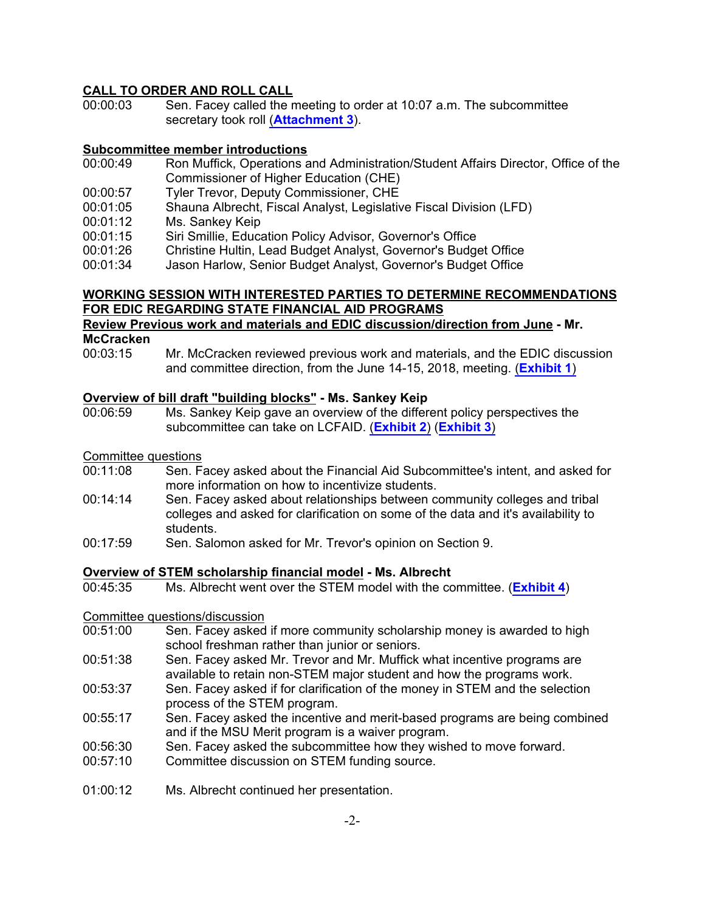## CALL TO ORDER AND ROLL CALL

00:00:03 Sen. Facey called the meeting to order at 10:07 a.m. The subcommittee secretary took roll (**Attachment 3**).

## Subcommittee member introductions

00:00:49 Ron Muffick, Operations and Administration/Student Affairs Director, Office of the Commissioner of Higher Education (CHE)
00:00:57 Tyler Trevor, Deputy Commissioner, CHE
00:01:05 Shauna Albrecht, Fiscal Analyst, Legislative Fiscal Division (LFD)
00:01:12 Ms. Sankey Keip
00:01:15 Siri Smillie, Education Policy Advisor, Governor's Office
00:01:26 Christine Hultin, Lead Budget Analyst, Governor's Budget Office
00:01:34 Jason Harlow, Senior Budget Analyst, Governor's Budget Office

## WORKING SESSION WITH INTERESTED PARTIES TO DETERMINE RECOMMENDATIONS FOR EDIC REGARDING STATE FINANCIAL AID PROGRAMS

### Review Previous work and materials and EDIC discussion/direction from June - Mr. McCracken

00:03:15 Mr. McCracken reviewed previous work and materials, and the EDIC discussion and committee direction, from the June 14-15, 2018, meeting. (**Exhibit 1**)

### Overview of bill draft "building blocks" - Ms. Sankey Keip

00:06:59 Ms. Sankey Keip gave an overview of the different policy perspectives the subcommittee can take on LCFAID. (**Exhibit 2**) (**Exhibit 3**)

Committee questions

00:11:08 Sen. Facey asked about the Financial Aid Subcommittee's intent, and asked for more information on how to incentivize students.
00:14:14 Sen. Facey asked about relationships between community colleges and tribal colleges and asked for clarification on some of the data and it's availability to students.
00:17:59 Sen. Salomon asked for Mr. Trevor's opinion on Section 9.

### Overview of STEM scholarship financial model - Ms. Albrecht

00:45:35 Ms. Albrecht went over the STEM model with the committee. (**Exhibit 4**)

Committee questions/discussion

00:51:00 Sen. Facey asked if more community scholarship money is awarded to high school freshman rather than junior or seniors.
00:51:38 Sen. Facey asked Mr. Trevor and Mr. Muffick what incentive programs are available to retain non-STEM major student and how the programs work.
00:53:37 Sen. Facey asked if for clarification of the money in STEM and the selection process of the STEM program.
00:55:17 Sen. Facey asked the incentive and merit-based programs are being combined and if the MSU Merit program is a waiver program.
00:56:30 Sen. Facey asked the subcommittee how they wished to move forward.
00:57:10 Committee discussion on STEM funding source.

01:00:12 Ms. Albrecht continued her presentation.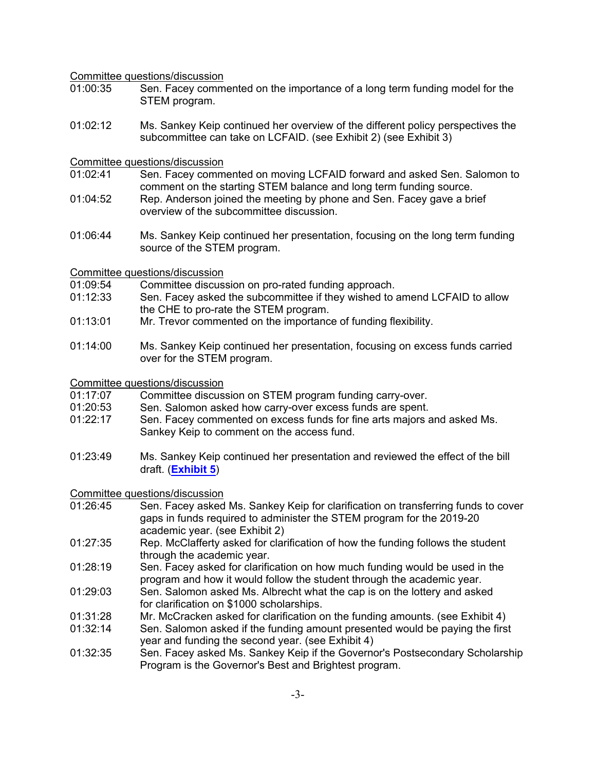Committee questions/discussion

01:00:35 Sen. Facey commented on the importance of a long term funding model for the STEM program.

01:02:12 Ms. Sankey Keip continued her overview of the different policy perspectives the subcommittee can take on LCFAID. (see Exhibit 2) (see Exhibit 3)

Committee questions/discussion

01:02:41 Sen. Facey commented on moving LCFAID forward and asked Sen. Salomon to comment on the starting STEM balance and long term funding source.

01:04:52 Rep. Anderson joined the meeting by phone and Sen. Facey gave a brief overview of the subcommittee discussion.

01:06:44 Ms. Sankey Keip continued her presentation, focusing on the long term funding source of the STEM program.

Committee questions/discussion

01:09:54 Committee discussion on pro-rated funding approach.

01:12:33 Sen. Facey asked the subcommittee if they wished to amend LCFAID to allow the CHE to pro-rate the STEM program.

01:13:01 Mr. Trevor commented on the importance of funding flexibility.

01:14:00 Ms. Sankey Keip continued her presentation, focusing on excess funds carried over for the STEM program.

Committee questions/discussion

01:17:07 Committee discussion on STEM program funding carry-over.

01:20:53 Sen. Salomon asked how carry-over excess funds are spent.

01:22:17 Sen. Facey commented on excess funds for fine arts majors and asked Ms. Sankey Keip to comment on the access fund.

01:23:49 Ms. Sankey Keip continued her presentation and reviewed the effect of the bill draft. (**Exhibit 5**)

Committee questions/discussion

01:26:45 Sen. Facey asked Ms. Sankey Keip for clarification on transferring funds to cover gaps in funds required to administer the STEM program for the 2019-20 academic year. (see Exhibit 2)

01:27:35 Rep. McClafferty asked for clarification of how the funding follows the student through the academic year.

01:28:19 Sen. Facey asked for clarification on how much funding would be used in the program and how it would follow the student through the academic year.

01:29:03 Sen. Salomon asked Ms. Albrecht what the cap is on the lottery and asked for clarification on $1000 scholarships.

01:31:28 Mr. McCracken asked for clarification on the funding amounts. (see Exhibit 4)

01:32:14 Sen. Salomon asked if the funding amount presented would be paying the first year and funding the second year. (see Exhibit 4)

01:32:35 Sen. Facey asked Ms. Sankey Keip if the Governor's Postsecondary Scholarship Program is the Governor's Best and Brightest program.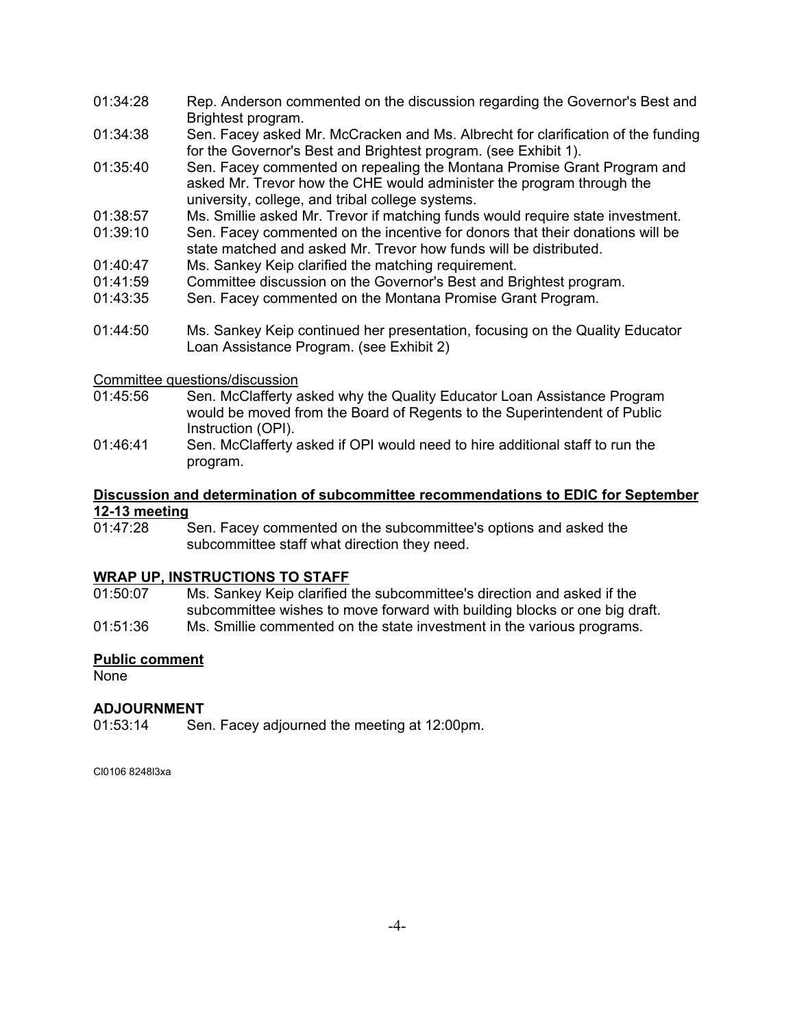01:34:28 Rep. Anderson commented on the discussion regarding the Governor's Best and Brightest program.

01:34:38 Sen. Facey asked Mr. McCracken and Ms. Albrecht for clarification of the funding for the Governor's Best and Brightest program. (see Exhibit 1).

01:35:40 Sen. Facey commented on repealing the Montana Promise Grant Program and asked Mr. Trevor how the CHE would administer the program through the university, college, and tribal college systems.

01:38:57 Ms. Smillie asked Mr. Trevor if matching funds would require state investment.

01:39:10 Sen. Facey commented on the incentive for donors that their donations will be state matched and asked Mr. Trevor how funds will be distributed.

01:40:47 Ms. Sankey Keip clarified the matching requirement.

01:41:59 Committee discussion on the Governor's Best and Brightest program.

01:43:35 Sen. Facey commented on the Montana Promise Grant Program.

01:44:50 Ms. Sankey Keip continued her presentation, focusing on the Quality Educator Loan Assistance Program. (see Exhibit 2)

Committee questions/discussion

01:45:56 Sen. McClafferty asked why the Quality Educator Loan Assistance Program would be moved from the Board of Regents to the Superintendent of Public Instruction (OPI).

01:46:41 Sen. McClafferty asked if OPI would need to hire additional staff to run the program.

## Discussion and determination of subcommittee recommendations to EDIC for September 12-13 meeting

01:47:28 Sen. Facey commented on the subcommittee's options and asked the subcommittee staff what direction they need.

## WRAP UP, INSTRUCTIONS TO STAFF

01:50:07 Ms. Sankey Keip clarified the subcommittee's direction and asked if the subcommittee wishes to move forward with building blocks or one big draft.

01:51:36 Ms. Smillie commented on the state investment in the various programs.

## Public comment

None

## ADJOURNMENT

01:53:14 Sen. Facey adjourned the meeting at 12:00pm.

Cl0106 8248l3xa